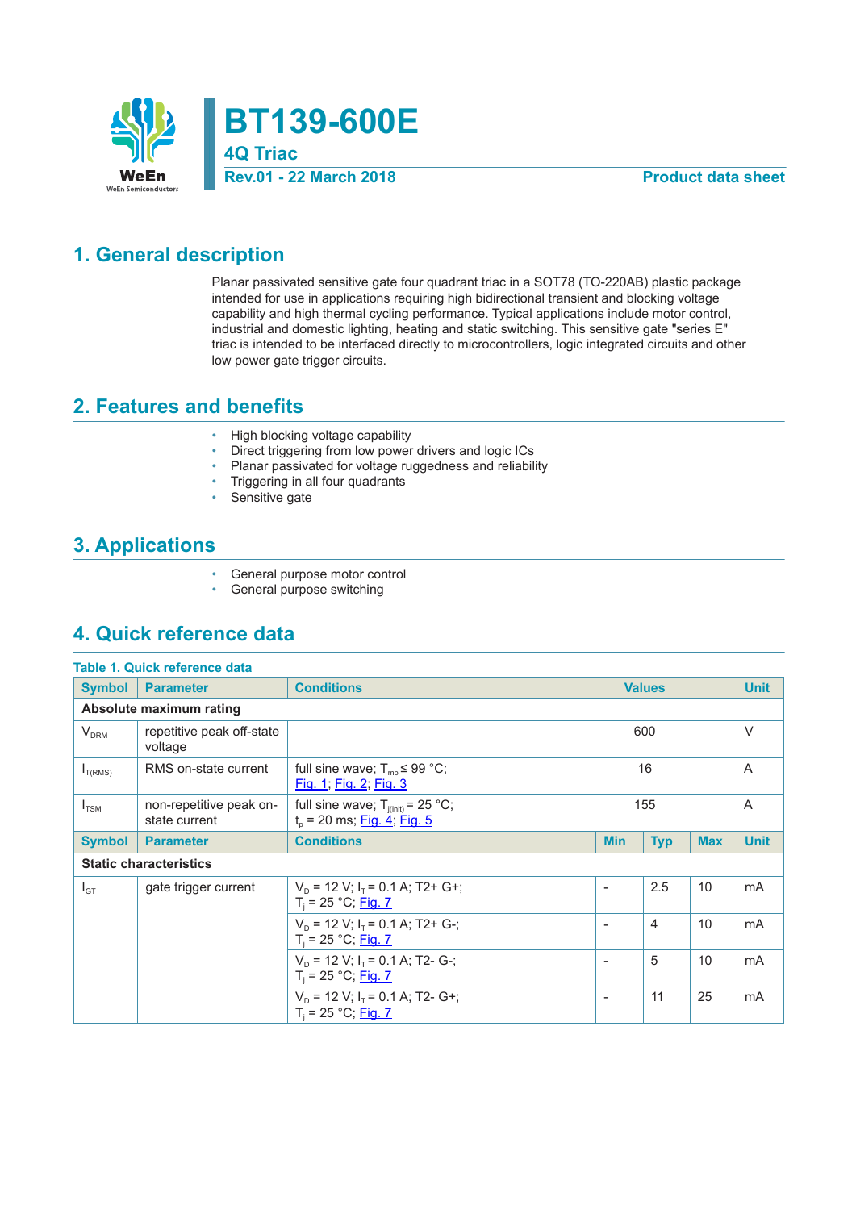# BT139-600E

## 4Q Triac

Rev.01 - 22 March 2018 — Product data sheet

## 1. General description

Planar passivated sensitive gate four quadrant triac in a SOT78 (TO-220AB) plastic package intended for use in applications requiring high bidirectional transient and blocking voltage capability and high thermal cycling performance. Typical applications include motor control, industrial and domestic lighting, heating and static switching. This sensitive gate "series E" triac is intended to be interfaced directly to microcontrollers, logic integrated circuits and other low power gate trigger circuits.

## 2. Features and benefits

- High blocking voltage capability
- Direct triggering from low power drivers and logic ICs
- Planar passivated for voltage ruggedness and reliability
- Triggering in all four quadrants
- Sensitive gate

## 3. Applications

- General purpose motor control
- General purpose switching

## 4. Quick reference data

**Table 1. Quick reference data**

| Symbol | Parameter | Conditions | | Min | Typ | Max | Unit |
|---|---|---|---|---|---|---|---|
| **Absolute maximum rating** | | | | | | | |
| $V_{DRM}$ | repetitive peak off-state voltage | | | | 600 | | V |
| $I_{T(RMS)}$ | RMS on-state current | full sine wave; $T_{mb} \leq 99$ °C; Fig. 1; Fig. 2; Fig. 3 | | | 16 | | A |
| $I_{TSM}$ | non-repetitive peak on-state current | full sine wave; $T_{j(init)} = 25$ °C; $t_p = 20$ ms; Fig. 4; Fig. 5 | | | 155 | | A |
| **Static characteristics** | | | | | | | |
| $I_{GT}$ | gate trigger current | $V_D = 12$ V; $I_T = 0.1$ A; T2+ G+; $T_j = 25$ °C; Fig. 7 | | - | 2.5 | 10 | mA |
| | | $V_D = 12$ V; $I_T = 0.1$ A; T2+ G-; $T_j = 25$ °C; Fig. 7 | | - | 4 | 10 | mA |
| | | $V_D = 12$ V; $I_T = 0.1$ A; T2- G-; $T_j = 25$ °C; Fig. 7 | | - | 5 | 10 | mA |
| | | $V_D = 12$ V; $I_T = 0.1$ A; T2- G+; $T_j = 25$ °C; Fig. 7 | | - | 11 | 25 | mA |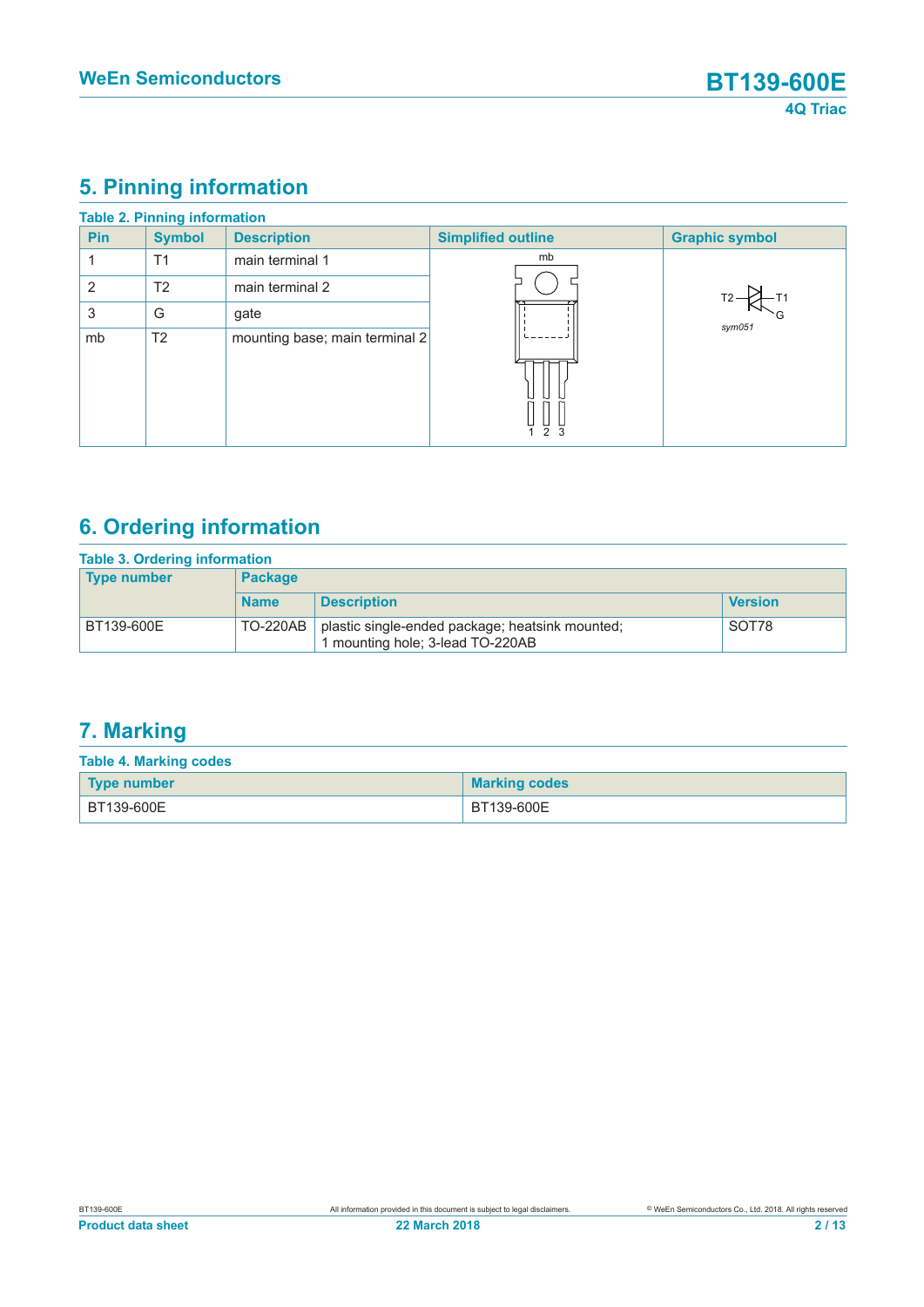## 5. Pinning information

**Table 2. Pinning information**

| Pin | Symbol | Description | Simplified outline | Graphic symbol |
|---|---|---|---|---|
| 1 | T1 | main terminal 1 | | |
| 2 | T2 | main terminal 2 | | |
| 3 | G | gate | | |
| mb | T2 | mounting base; main terminal 2 | | |

## 6. Ordering information

**Table 3. Ordering information**

| Type number | Package | | |
|---|---|---|---|
| | Name | Description | Version |
| BT139-600E | TO-220AB | plastic single-ended package; heatsink mounted; 1 mounting hole; 3-lead TO-220AB | SOT78 |

## 7. Marking

**Table 4. Marking codes**

| Type number | Marking codes |
|---|---|
| BT139-600E | BT139-600E |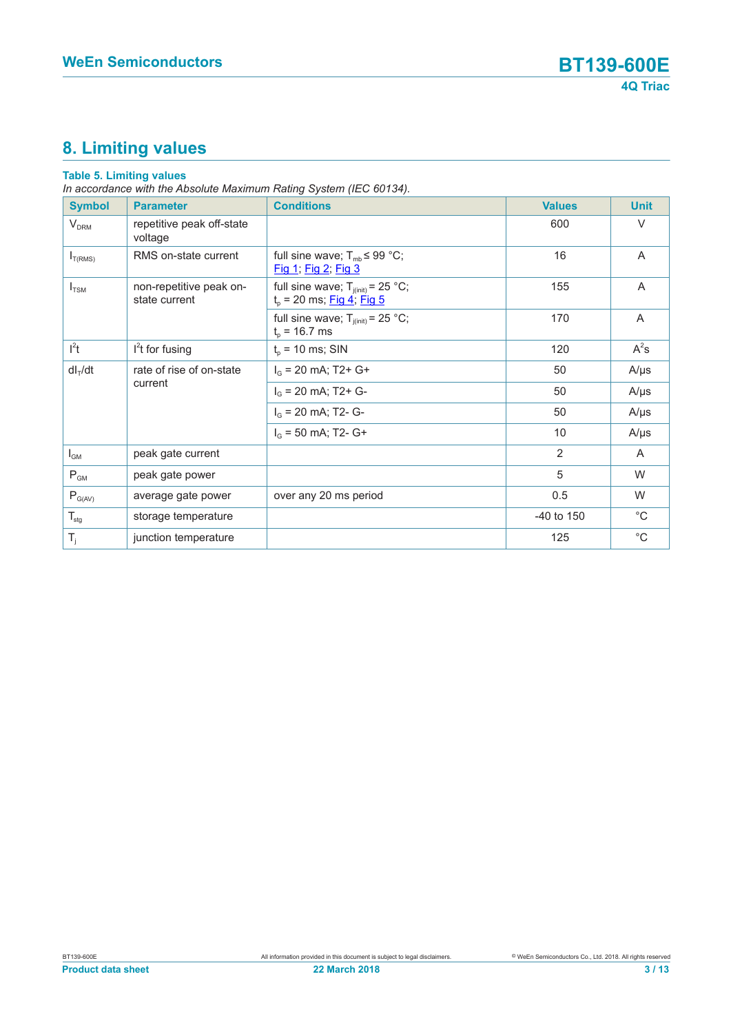# 8. Limiting values

**Table 5. Limiting values**

*In accordance with the Absolute Maximum Rating System (IEC 60134).*

| Symbol | Parameter | Conditions | Values | Unit |
|---|---|---|---|---|
| $V_{DRM}$ | repetitive peak off-state voltage | | 600 | V |
| $I_{T(RMS)}$ | RMS on-state current | full sine wave; $T_{mb} \leq 99$ °C; Fig 1; Fig 2; Fig 3 | 16 | A |
| $I_{TSM}$ | non-repetitive peak on-state current | full sine wave; $T_{j(init)} = 25$ °C; $t_p = 20$ ms; Fig 4; Fig 5 | 155 | A |
| | | full sine wave; $T_{j(init)} = 25$ °C; $t_p = 16.7$ ms | 170 | A |
| $I^2t$ | $I^2t$ for fusing | $t_p = 10$ ms; SIN | 120 | $A^2s$ |
| $dI_T/dt$ | rate of rise of on-state current | $I_G = 20$ mA; T2+ G+ | 50 | A/µs |
| | | $I_G = 20$ mA; T2+ G- | 50 | A/µs |
| | | $I_G = 20$ mA; T2- G- | 50 | A/µs |
| | | $I_G = 50$ mA; T2- G+ | 10 | A/µs |
| $I_{GM}$ | peak gate current | | 2 | A |
| $P_{GM}$ | peak gate power | | 5 | W |
| $P_{G(AV)}$ | average gate power | over any 20 ms period | 0.5 | W |
| $T_{stg}$ | storage temperature | | -40 to 150 | °C |
| $T_j$ | junction temperature | | 125 | °C |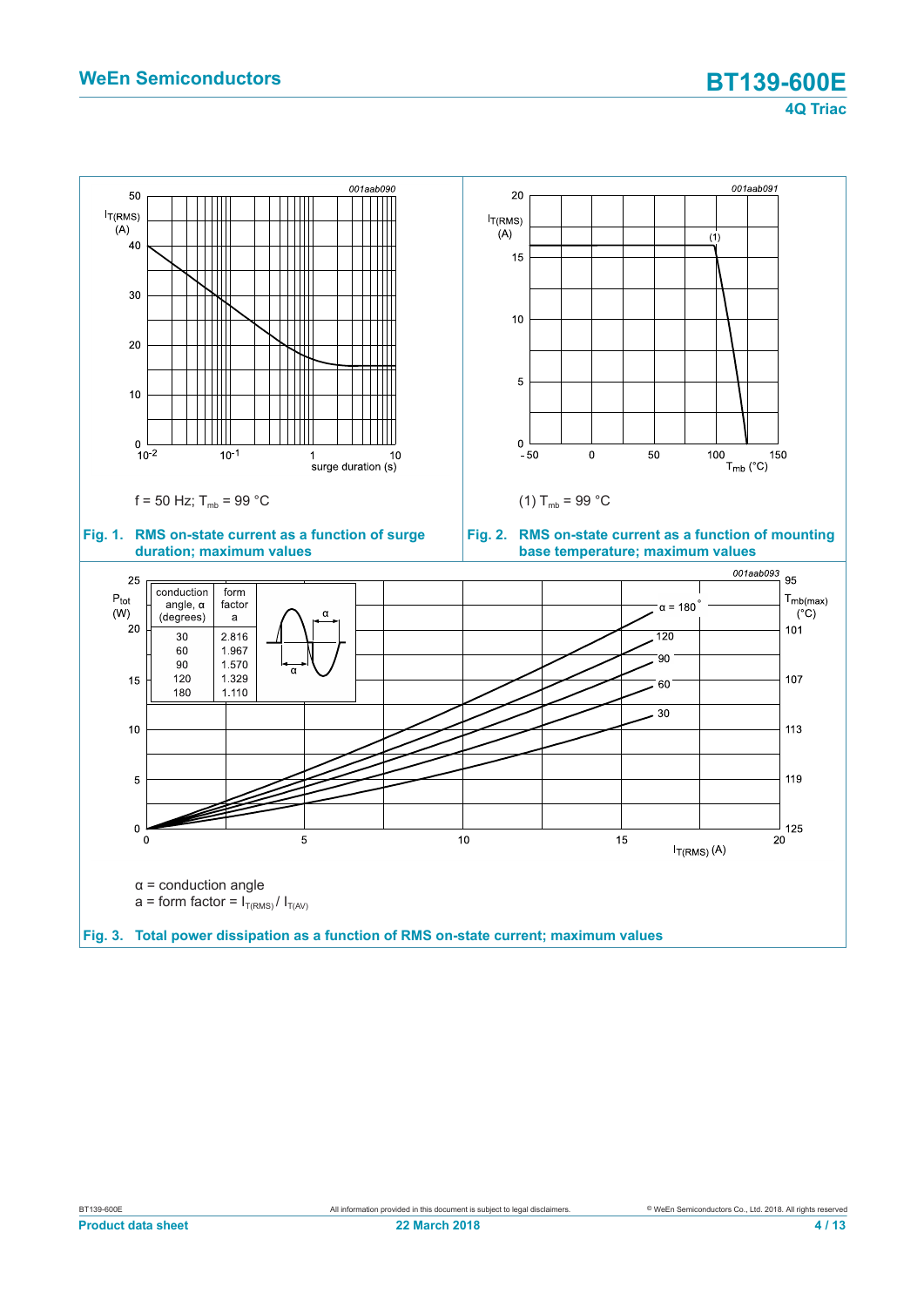f = 50 Hz; $T_{mb}$ = 99 °C

**Fig. 1. RMS on-state current as a function of surge duration; maximum values**

(1) $T_{mb}$ = 99 °C

**Fig. 2. RMS on-state current as a function of mounting base temperature; maximum values**

| conduction angle, α (degrees) | form factor a |
|---|---|
| 30 | 2.816 |
| 60 | 1.967 |
| 90 | 1.570 |
| 120 | 1.329 |
| 180 | 1.110 |

α = conduction angle

a = form factor = $I_{T(RMS)} / I_{T(AV)}$

**Fig. 3. Total power dissipation as a function of RMS on-state current; maximum values**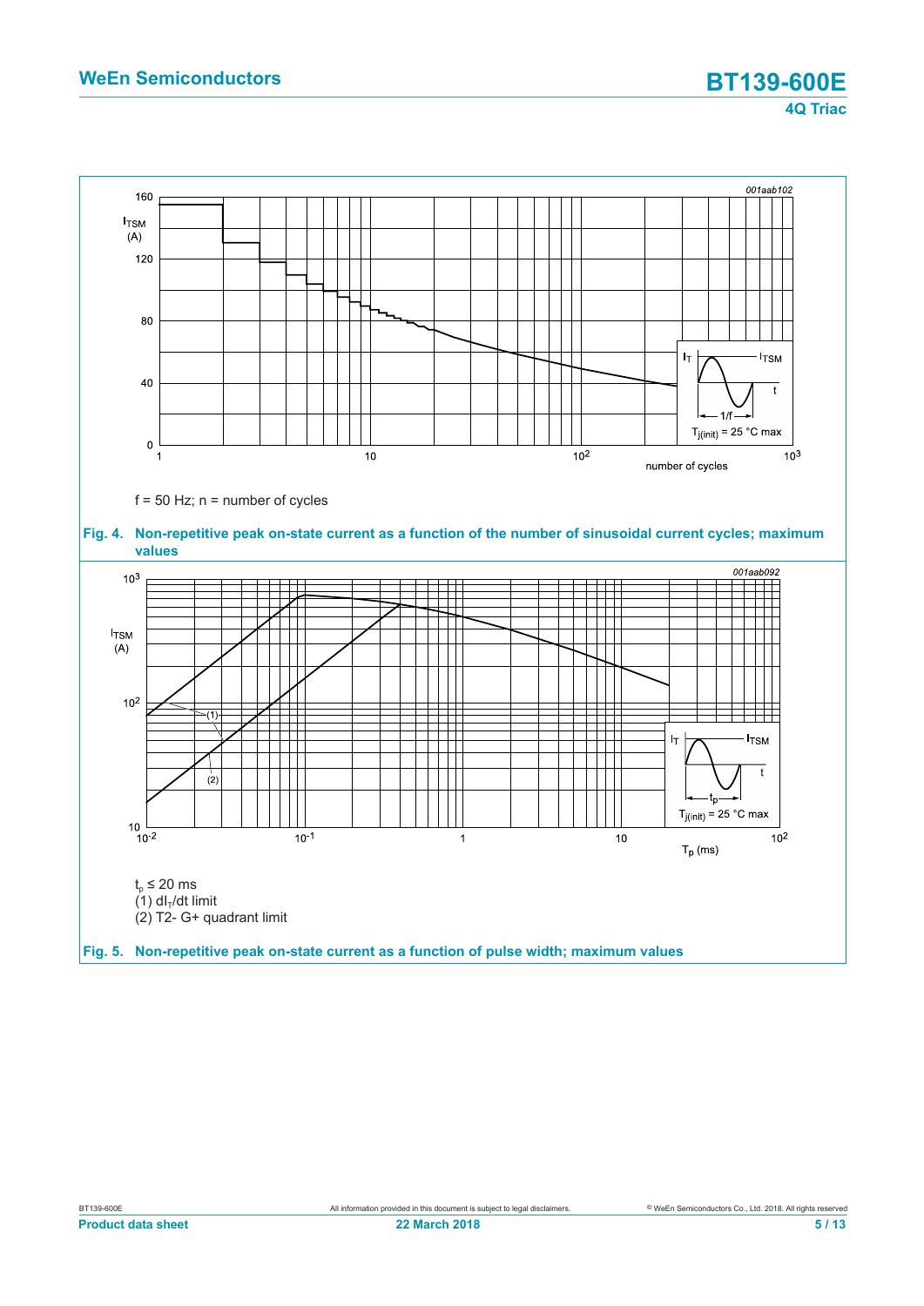$f = 50$ Hz; n = number of cycles

**Fig. 4. Non-repetitive peak on-state current as a function of the number of sinusoidal current cycles; maximum values**

$t_p \leq 20$ ms

(1) $dI_T/dt$ limit

(2) T2- G+ quadrant limit

**Fig. 5. Non-repetitive peak on-state current as a function of pulse width; maximum values**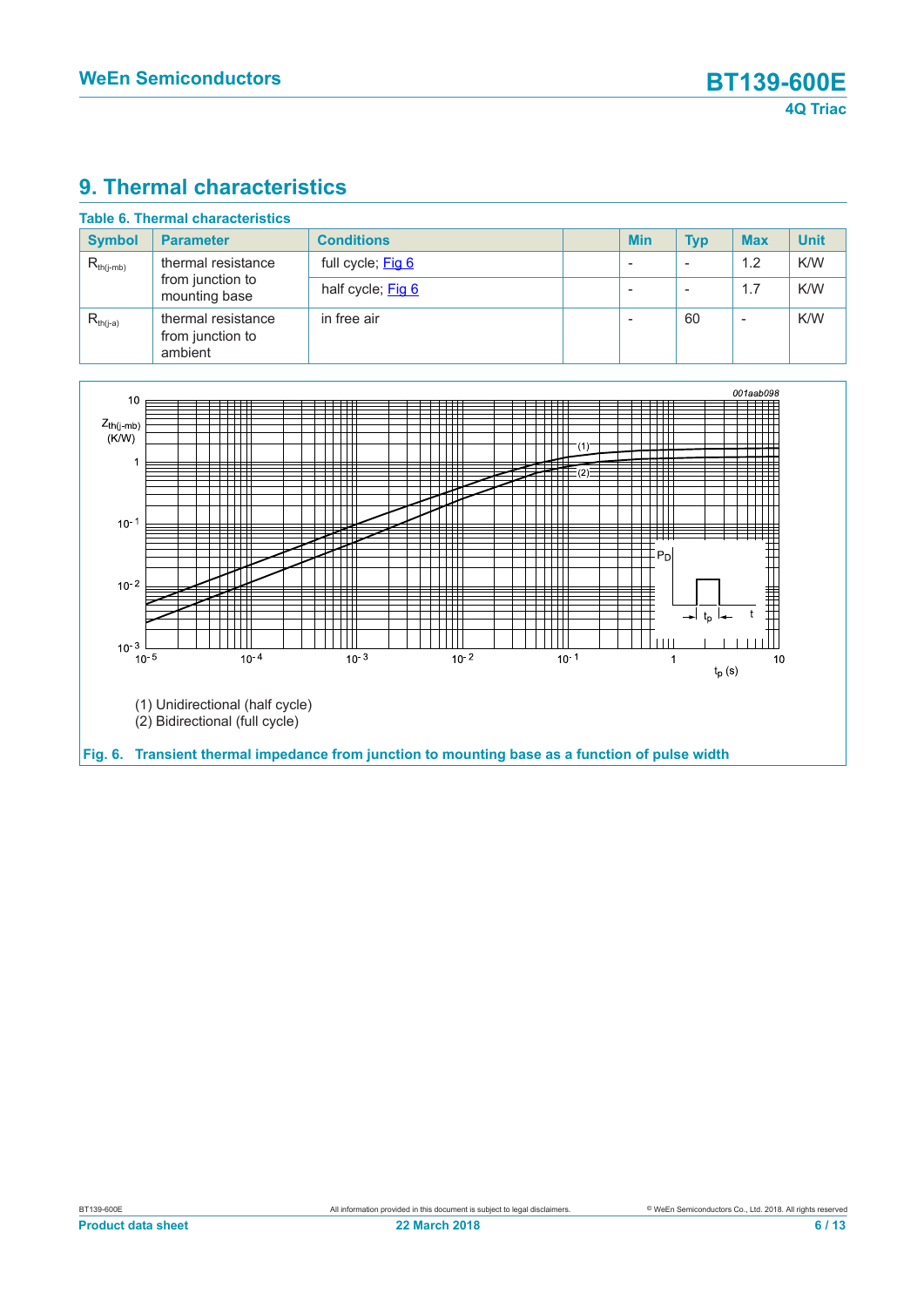# 9. Thermal characteristics

**Table 6. Thermal characteristics**

| Symbol | Parameter | Conditions | | Min | Typ | Max | Unit |
|---|---|---|---|---|---|---|---|
| $R_{th(j-mb)}$ | thermal resistance from junction to mounting base | full cycle; Fig 6 | | - | - | 1.2 | K/W |
| | | half cycle; Fig 6 | | - | - | 1.7 | K/W |
| $R_{th(j-a)}$ | thermal resistance from junction to ambient | in free air | | - | 60 | - | K/W |

(1) Unidirectional (half cycle)

(2) Bidirectional (full cycle)

**Fig. 6. Transient thermal impedance from junction to mounting base as a function of pulse width**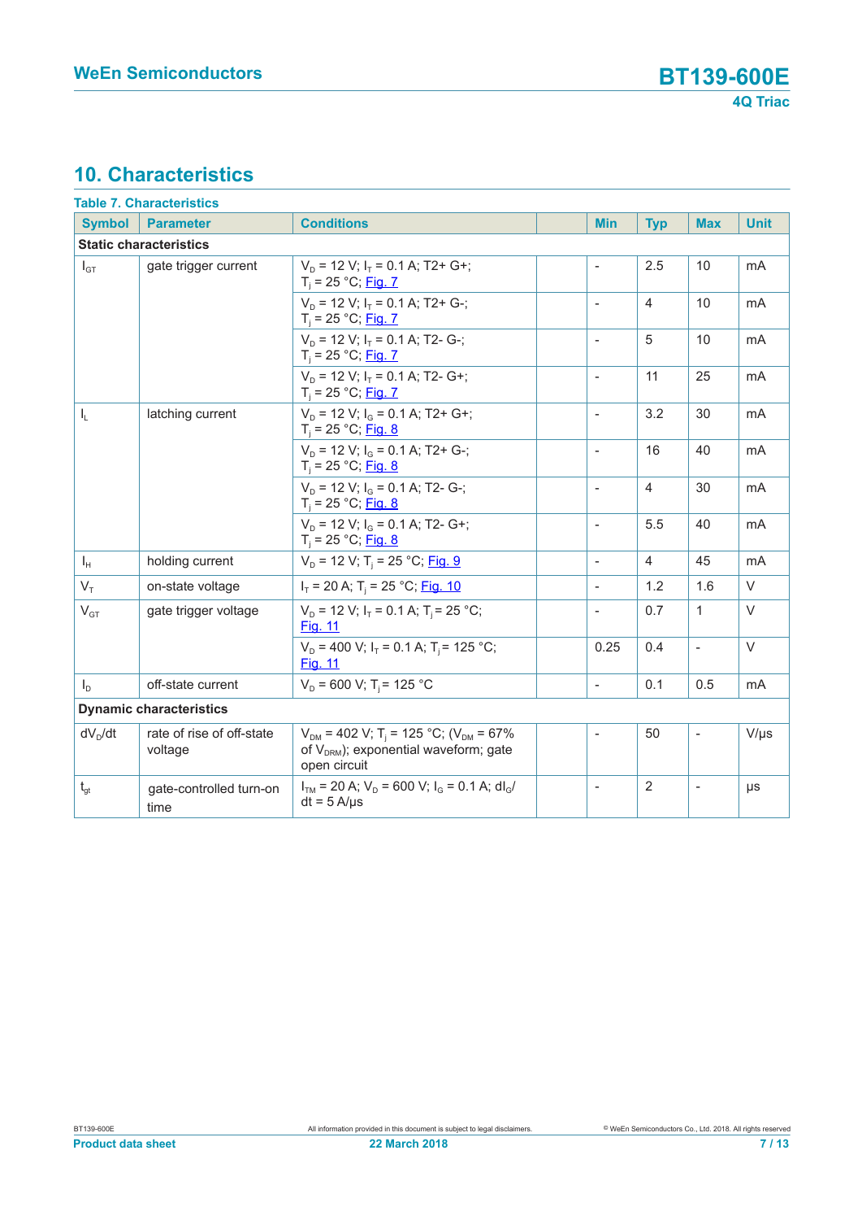## 10. Characteristics

**Table 7. Characteristics**

| Symbol | Parameter | Conditions | | Min | Typ | Max | Unit |
|---|---|---|---|---|---|---|---|
| **Static characteristics** | | | | | | | |
| $I_{GT}$ | gate trigger current | $V_D$ = 12 V; $I_T$ = 0.1 A; T2+ G+; $T_j$ = 25 °C; Fig. 7 | | - | 2.5 | 10 | mA |
| | | $V_D$ = 12 V; $I_T$ = 0.1 A; T2+ G-; $T_j$ = 25 °C; Fig. 7 | | - | 4 | 10 | mA |
| | | $V_D$ = 12 V; $I_T$ = 0.1 A; T2- G-; $T_j$ = 25 °C; Fig. 7 | | - | 5 | 10 | mA |
| | | $V_D$ = 12 V; $I_T$ = 0.1 A; T2- G+; $T_j$ = 25 °C; Fig. 7 | | - | 11 | 25 | mA |
| $I_L$ | latching current | $V_D$ = 12 V; $I_G$ = 0.1 A; T2+ G+; $T_j$ = 25 °C; Fig. 8 | | - | 3.2 | 30 | mA |
| | | $V_D$ = 12 V; $I_G$ = 0.1 A; T2+ G-; $T_j$ = 25 °C; Fig. 8 | | - | 16 | 40 | mA |
| | | $V_D$ = 12 V; $I_G$ = 0.1 A; T2- G-; $T_j$ = 25 °C; Fig. 8 | | - | 4 | 30 | mA |
| | | $V_D$ = 12 V; $I_G$ = 0.1 A; T2- G+; $T_j$ = 25 °C; Fig. 8 | | - | 5.5 | 40 | mA |
| $I_H$ | holding current | $V_D$ = 12 V; $T_j$ = 25 °C; Fig. 9 | | - | 4 | 45 | mA |
| $V_T$ | on-state voltage | $I_T$ = 20 A; $T_j$ = 25 °C; Fig. 10 | | - | 1.2 | 1.6 | V |
| $V_{GT}$ | gate trigger voltage | $V_D$ = 12 V; $I_T$ = 0.1 A; $T_j$ = 25 °C; Fig. 11 | | - | 0.7 | 1 | V |
| | | $V_D$ = 400 V; $I_T$ = 0.1 A; $T_j$ = 125 °C; Fig. 11 | | 0.25 | 0.4 | - | V |
| $I_D$ | off-state current | $V_D$ = 600 V; $T_j$ = 125 °C | | - | 0.1 | 0.5 | mA |
| **Dynamic characteristics** | | | | | | | |
| $dV_D/dt$ | rate of rise of off-state voltage | $V_{DM}$ = 402 V; $T_j$ = 125 °C; ($V_{DM}$ = 67% of $V_{DRM}$); exponential waveform; gate open circuit | | - | 50 | - | V/µs |
| $t_{gt}$ | gate-controlled turn-on time | $I_{TM}$ = 20 A; $V_D$ = 600 V; $I_G$ = 0.1 A; $dI_G/dt$ = 5 A/µs | | - | 2 | - | µs |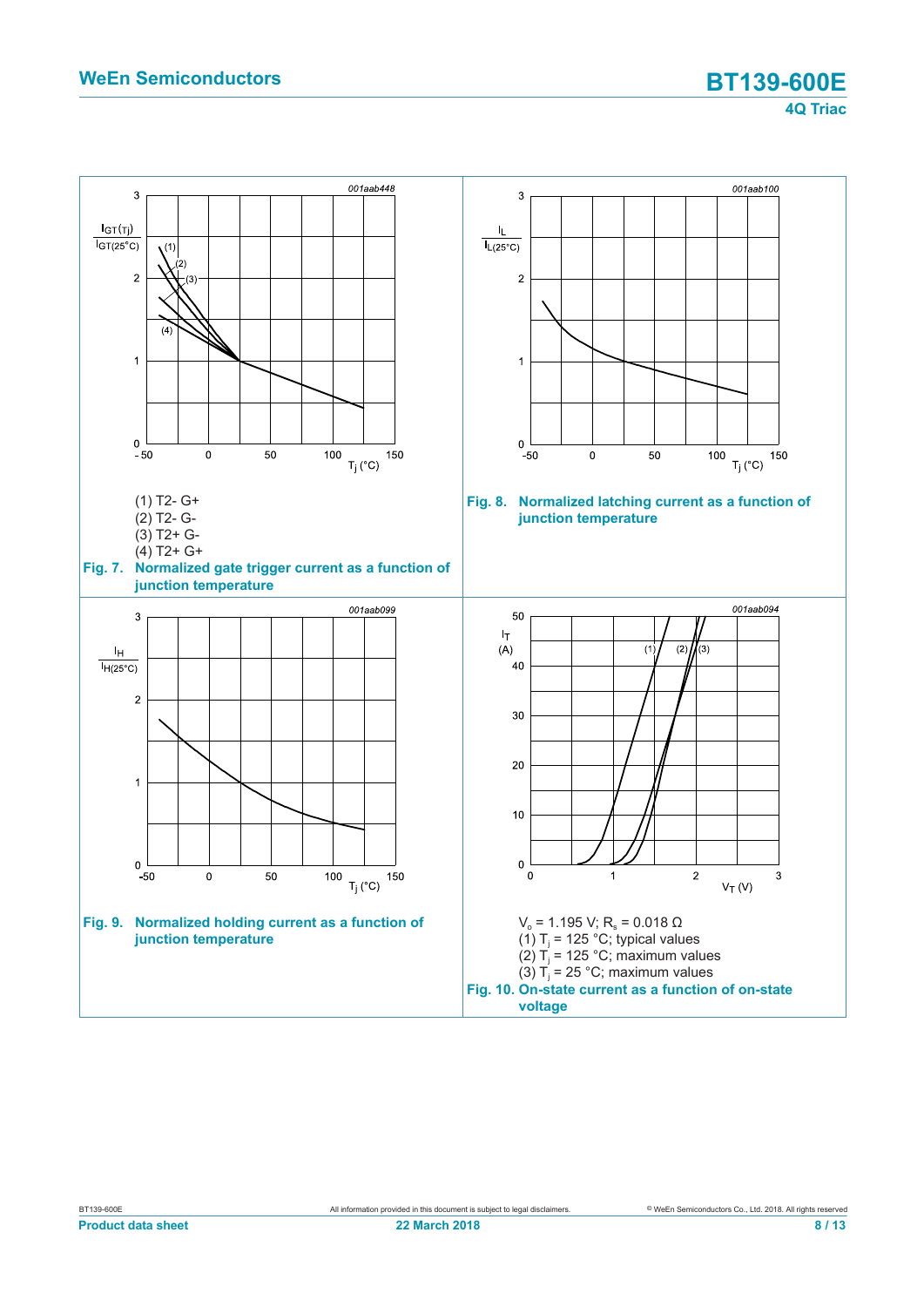(1) T2- G+
(2) T2- G-
(3) T2+ G-
(4) T2+ G+

**Fig. 7. Normalized gate trigger current as a function of junction temperature**

**Fig. 8. Normalized latching current as a function of junction temperature**

**Fig. 9. Normalized holding current as a function of junction temperature**

$V_o$ = 1.195 V; $R_s$ = 0.018 Ω
(1) $T_j$ = 125 °C; typical values
(2) $T_j$ = 125 °C; maximum values
(3) $T_j$ = 25 °C; maximum values

**Fig. 10. On-state current as a function of on-state voltage**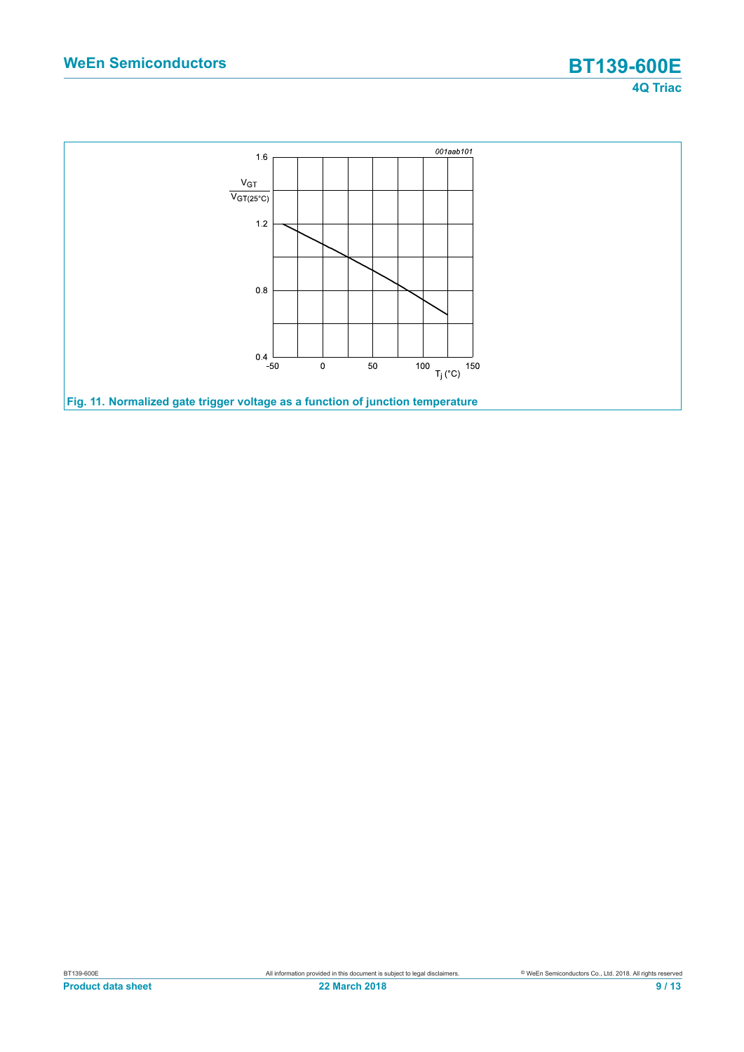Fig. 11. Normalized gate trigger voltage as a function of junction temperature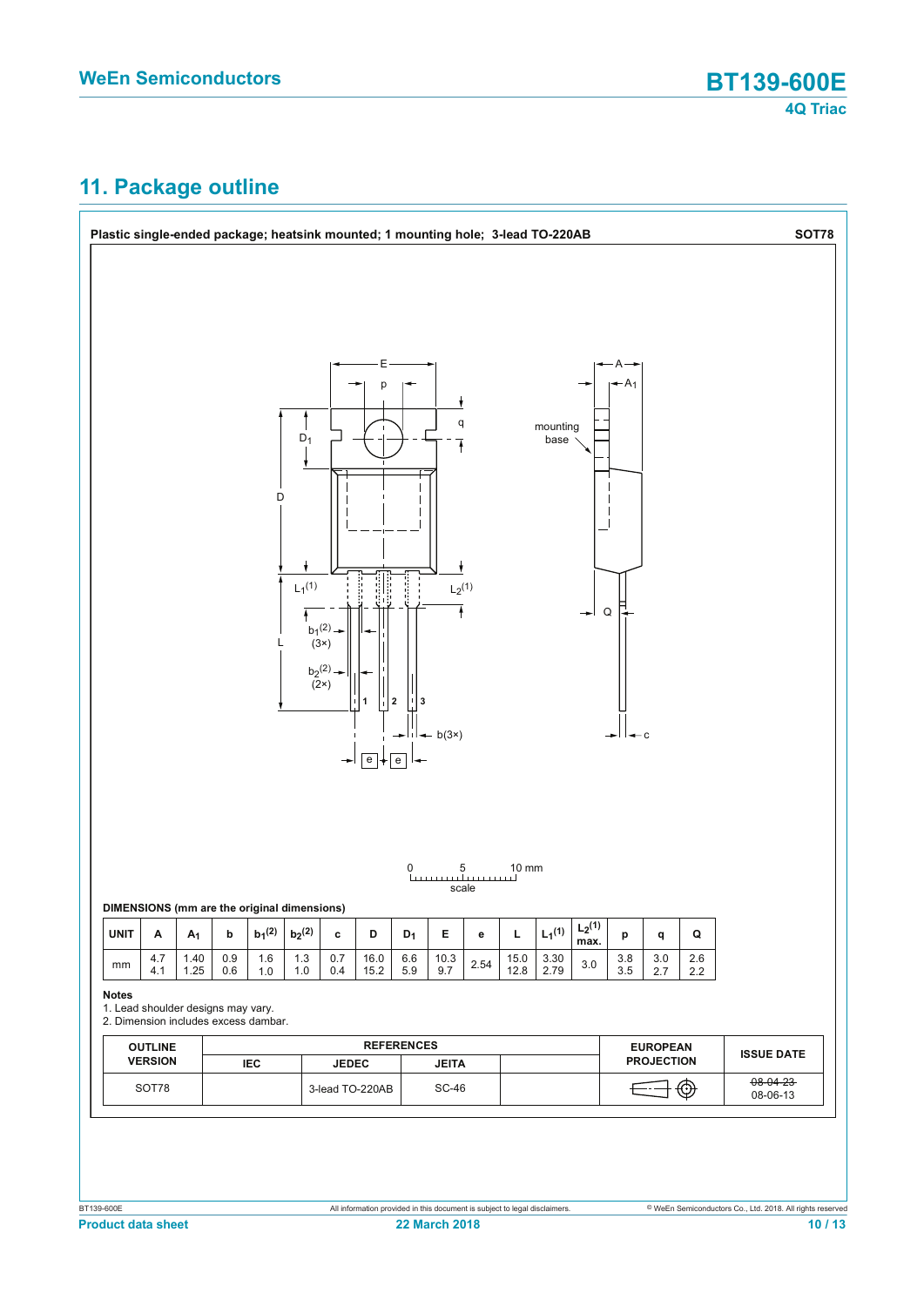## 11. Package outline

**Plastic single-ended package; heatsink mounted; 1 mounting hole; 3-lead TO-220AB** **SOT78**

**DIMENSIONS (mm are the original dimensions)**

| UNIT | A | $A_1$ | b | $b_1$(2) | $b_2$(2) | c | D | $D_1$ | E | e | L | $L_1$(1) | $L_2$(1) max. | p | q | Q |
|---|---|---|---|---|---|---|---|---|---|---|---|---|---|---|---|---|
| mm | 4.7<br>4.1 | 1.40<br>1.25 | 0.9<br>0.6 | 1.6<br>1.0 | 1.3<br>1.0 | 0.7<br>0.4 | 16.0<br>15.2 | 6.6<br>5.9 | 10.3<br>9.7 | 2.54 | 15.0<br>12.8 | 3.30<br>2.79 | 3.0 | 3.8<br>3.5 | 3.0<br>2.7 | 2.6<br>2.2 |

**Notes**

1. Lead shoulder designs may vary.
2. Dimension includes excess dambar.

| OUTLINE VERSION | REFERENCES | | | | EUROPEAN PROJECTION | ISSUE DATE |
|---|---|---|---|---|---|---|
| | IEC | JEDEC | JEITA | | | |
| SOT78 | | 3-lead TO-220AB | SC-46 | | | ~~08-04-23~~<br>08-06-13 |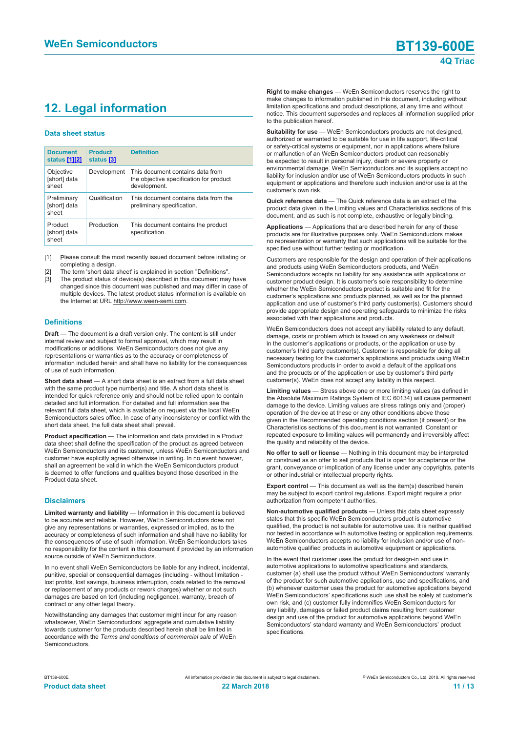## 12. Legal information

### Data sheet status

| Document status [1][2] | Product status [3] | Definition |
|---|---|---|
| Objective [short] data sheet | Development | This document contains data from the objective specification for product development. |
| Preliminary [short] data sheet | Qualification | This document contains data from the preliminary specification. |
| Product [short] data sheet | Production | This document contains the product specification. |

[1] Please consult the most recently issued document before initiating or completing a design.
[2] The term 'short data sheet' is explained in section "Definitions".
[3] The product status of device(s) described in this document may have changed since this document was published and may differ in case of multiple devices. The latest product status information is available on the Internet at URL http://www.ween-semi.com.

### Definitions

**Draft** — The document is a draft version only. The content is still under internal review and subject to formal approval, which may result in modifications or additions. WeEn Semiconductors does not give any representations or warranties as to the accuracy or completeness of information included herein and shall have no liability for the consequences of use of such information.

**Short data sheet** — A short data sheet is an extract from a full data sheet with the same product type number(s) and title. A short data sheet is intended for quick reference only and should not be relied upon to contain detailed and full information. For detailed and full information see the relevant full data sheet, which is available on request via the local WeEn Semiconductors sales office. In case of any inconsistency or conflict with the short data sheet, the full data sheet shall prevail.

**Product specification** — The information and data provided in a Product data sheet shall define the specification of the product as agreed between WeEn Semiconductors and its customer, unless WeEn Semiconductors and customer have explicitly agreed otherwise in writing. In no event however, shall an agreement be valid in which the WeEn Semiconductors product is deemed to offer functions and qualities beyond those described in the Product data sheet.

### Disclaimers

**Limited warranty and liability** — Information in this document is believed to be accurate and reliable. However, WeEn Semiconductors does not give any representations or warranties, expressed or implied, as to the accuracy or completeness of such information and shall have no liability for the consequences of use of such information. WeEn Semiconductors takes no responsibility for the content in this document if provided by an information source outside of WeEn Semiconductors.

In no event shall WeEn Semiconductors be liable for any indirect, incidental, punitive, special or consequential damages (including - without limitation - lost profits, lost savings, business interruption, costs related to the removal or replacement of any products or rework charges) whether or not such damages are based on tort (including negligence), warranty, breach of contract or any other legal theory.

Notwithstanding any damages that customer might incur for any reason whatsoever, WeEn Semiconductors' aggregate and cumulative liability towards customer for the products described herein shall be limited in accordance with the *Terms and conditions of commercial sale* of WeEn Semiconductors.

**Right to make changes** — WeEn Semiconductors reserves the right to make changes to information published in this document, including without limitation specifications and product descriptions, at any time and without notice. This document supersedes and replaces all information supplied prior to the publication hereof.

**Suitability for use** — WeEn Semiconductors products are not designed, authorized or warranted to be suitable for use in life support, life-critical or safety-critical systems or equipment, nor in applications where failure or malfunction of an WeEn Semiconductors product can reasonably be expected to result in personal injury, death or severe property or environmental damage. WeEn Semiconductors and its suppliers accept no liability for inclusion and/or use of WeEn Semiconductors products in such equipment or applications and therefore such inclusion and/or use is at the customer's own risk.

**Quick reference data** — The Quick reference data is an extract of the product data given in the Limiting values and Characteristics sections of this document, and as such is not complete, exhaustive or legally binding.

**Applications** — Applications that are described herein for any of these products are for illustrative purposes only. WeEn Semiconductors makes no representation or warranty that such applications will be suitable for the specified use without further testing or modification.

Customers are responsible for the design and operation of their applications and products using WeEn Semiconductors products, and WeEn Semiconductors accepts no liability for any assistance with applications or customer product design. It is customer's sole responsibility to determine whether the WeEn Semiconductors product is suitable and fit for the customer's applications and products planned, as well as for the planned application and use of customer's third party customer(s). Customers should provide appropriate design and operating safeguards to minimize the risks associated with their applications and products.

WeEn Semiconductors does not accept any liability related to any default, damage, costs or problem which is based on any weakness or default in the customer's applications or products, or the application or use by customer's third party customer(s). Customer is responsible for doing all necessary testing for the customer's applications and products using WeEn Semiconductors products in order to avoid a default of the applications and the products or of the application or use by customer's third party customer(s). WeEn does not accept any liability in this respect.

**Limiting values** — Stress above one or more limiting values (as defined in the Absolute Maximum Ratings System of IEC 60134) will cause permanent damage to the device. Limiting values are stress ratings only and (proper) operation of the device at these or any other conditions above those given in the Recommended operating conditions section (if present) or the Characteristics sections of this document is not warranted. Constant or repeated exposure to limiting values will permanently and irreversibly affect the quality and reliability of the device.

**No offer to sell or license** — Nothing in this document may be interpreted or construed as an offer to sell products that is open for acceptance or the grant, conveyance or implication of any license under any copyrights, patents or other industrial or intellectual property rights.

**Export control** — This document as well as the item(s) described herein may be subject to export control regulations. Export might require a prior authorization from competent authorities.

**Non-automotive qualified products** — Unless this data sheet expressly states that this specific WeEn Semiconductors product is automotive qualified, the product is not suitable for automotive use. It is neither qualified nor tested in accordance with automotive testing or application requirements. WeEn Semiconductors accepts no liability for inclusion and/or use of non-automotive qualified products in automotive equipment or applications.

In the event that customer uses the product for design-in and use in automotive applications to automotive specifications and standards, customer (a) shall use the product without WeEn Semiconductors' warranty of the product for such automotive applications, use and specifications, and (b) whenever customer uses the product for automotive applications beyond WeEn Semiconductors' specifications such use shall be solely at customer's own risk, and (c) customer fully indemnifies WeEn Semiconductors for any liability, damages or failed product claims resulting from customer design and use of the product for automotive applications beyond WeEn Semiconductors' standard warranty and WeEn Semiconductors' product specifications.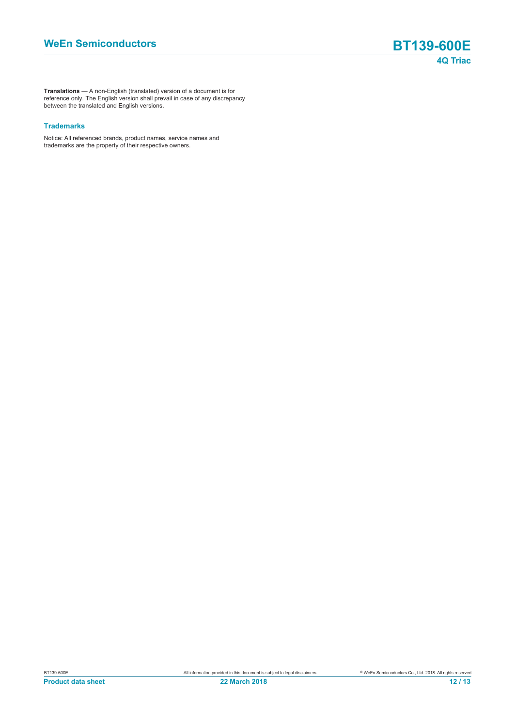**Translations** — A non-English (translated) version of a document is for reference only. The English version shall prevail in case of any discrepancy between the translated and English versions.

### Trademarks

Notice: All referenced brands, product names, service names and trademarks are the property of their respective owners.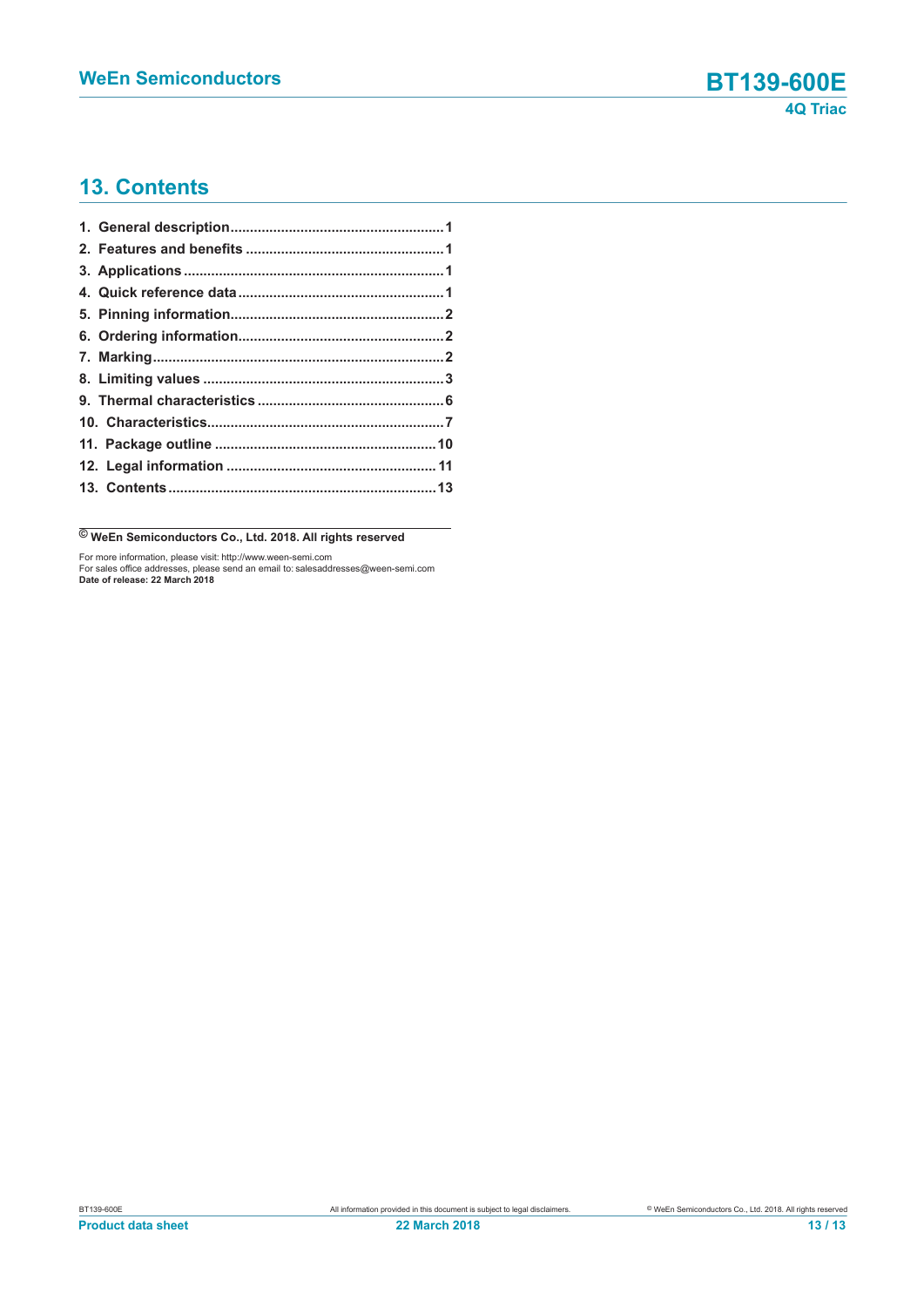## 13. Contents

**1. General description** ..................................................... **1**
**2. Features and benefits** ................................................. **1**
**3. Applications** ................................................................ **1**
**4. Quick reference data** .................................................. **1**
**5. Pinning information** ..................................................... **2**
**6. Ordering information** .................................................. **2**
**7. Marking** ....................................................................... **2**
**8. Limiting values** ........................................................... **3**
**9. Thermal characteristics** .............................................. **6**
**10. Characteristics** .......................................................... **7**
**11. Package outline** ....................................................... **10**
**12. Legal information** .................................................... **11**
**13. Contents** .................................................................. **13**

**© WeEn Semiconductors Co., Ltd. 2018. All rights reserved**

For more information, please visit: http://www.ween-semi.com
For sales office addresses, please send an email to: salesaddresses@ween-semi.com
**Date of release: 22 March 2018**